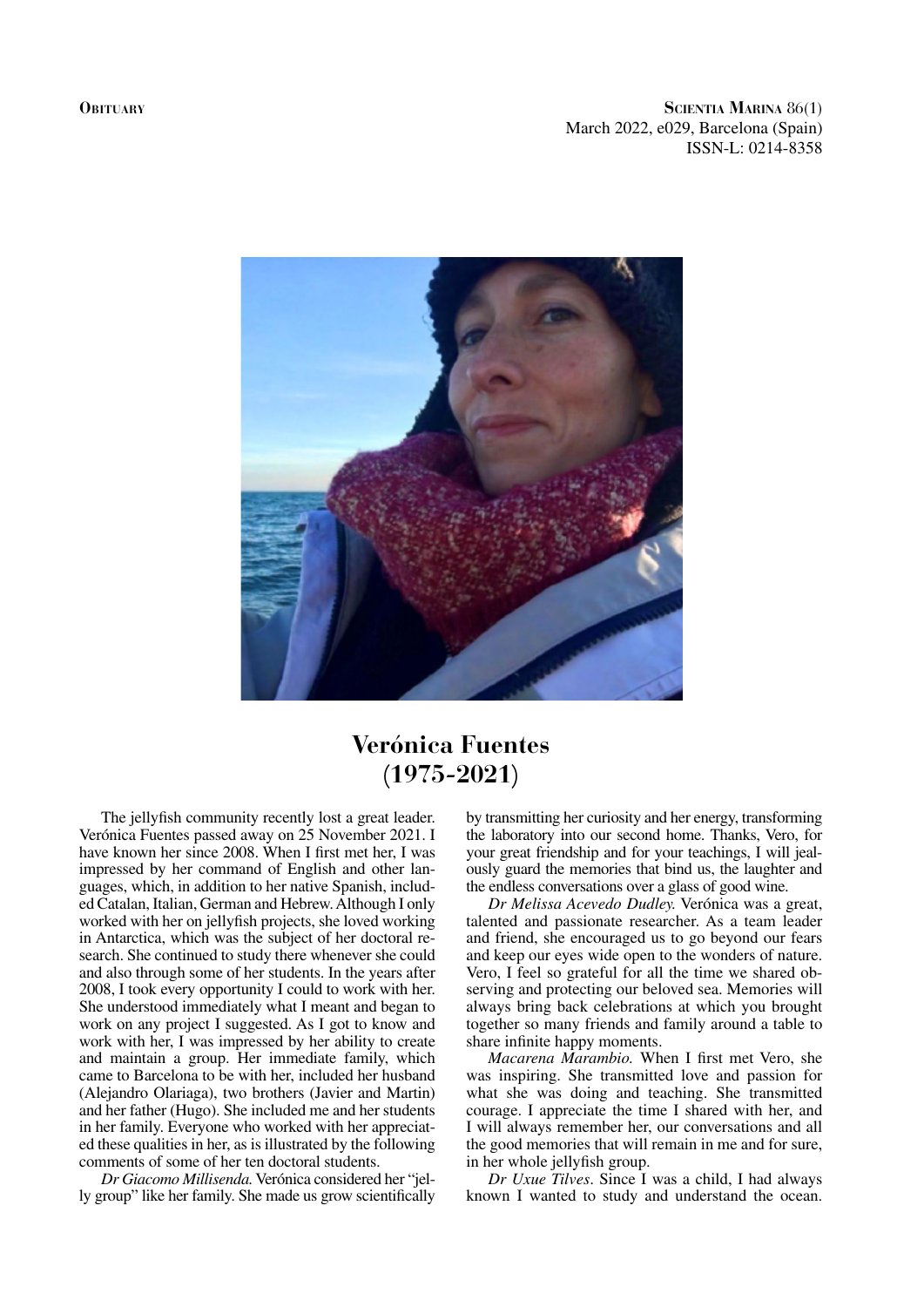**Obituary**

# Verónica Fuentes (1975-2021)

The jellyfish community recently lost a great leader. Verónica Fuentes passed away on 25 November 2021. I have known her since 2008. When I first met her, I was impressed by her command of English and other languages, which, in addition to her native Spanish, included Catalan, Italian, German and Hebrew. Although I only worked with her on jellyfish projects, she loved working in Antarctica, which was the subject of her doctoral research. She continued to study there whenever she could and also through some of her students. In the years after 2008, I took every opportunity I could to work with her. She understood immediately what I meant and began to work on any project I suggested. As I got to know and work with her, I was impressed by her ability to create and maintain a group. Her immediate family, which came to Barcelona to be with her, included her husband (Alejandro Olariaga), two brothers (Javier and Martin) and her father (Hugo). She included me and her students in her family. Everyone who worked with her appreciated these qualities in her, as is illustrated by the following comments of some of her ten doctoral students.

*Dr Giacomo Millisenda.* Verónica considered her "jelly group" like her family. She made us grow scientifically by transmitting her curiosity and her energy, transforming the laboratory into our second home. Thanks, Vero, for your great friendship and for your teachings, I will jealously guard the memories that bind us, the laughter and the endless conversations over a glass of good wine.

*Dr Melissa Acevedo Dudley.* Verónica was a great, talented and passionate researcher. As a team leader and friend, she encouraged us to go beyond our fears and keep our eyes wide open to the wonders of nature. Vero, I feel so grateful for all the time we shared observing and protecting our beloved sea. Memories will always bring back celebrations at which you brought together so many friends and family around a table to share infinite happy moments.

*Macarena Marambio.* When I first met Vero, she was inspiring. She transmitted love and passion for what she was doing and teaching. She transmitted courage. I appreciate the time I shared with her, and I will always remember her, our conversations and all the good memories that will remain in me and for sure, in her whole jellyfish group.

*Dr Uxue Tilves.* Since I was a child, I had always known I wanted to study and understand the ocean.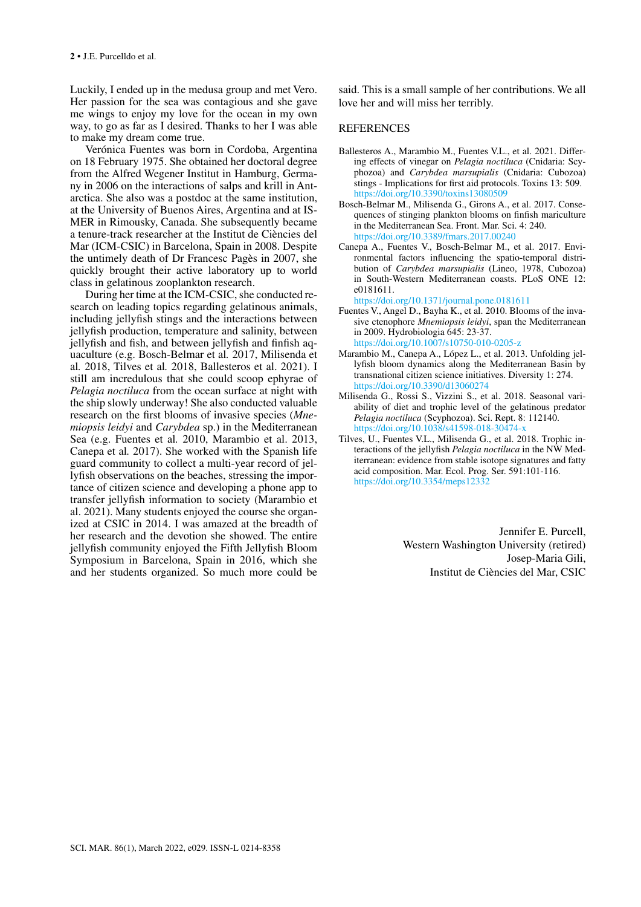Luckily, I ended up in the medusa group and met Vero. Her passion for the sea was contagious and she gave me wings to enjoy my love for the ocean in my own way, to go as far as I desired. Thanks to her I was able to make my dream come true.

Verónica Fuentes was born in Cordoba, Argentina on 18 February 1975. She obtained her doctoral degree from the Alfred Wegener Institut in Hamburg, Germany in 2006 on the interactions of salps and krill in Antarctica. She also was a postdoc at the same institution, at the University of Buenos Aires, Argentina and at ISMER in Rimousky, Canada. She subsequently became a tenure-track researcher at the Institut de Ciències del Mar (ICM-CSIC) in Barcelona, Spain in 2008. Despite the untimely death of Dr Francesc Pagès in 2007, she quickly brought their active laboratory up to world class in gelatinous zooplankton research.

During her time at the ICM-CSIC, she conducted research on leading topics regarding gelatinous animals, including jellyfish stings and the interactions between jellyfish production, temperature and salinity, between jellyfish and fish, and between jellyfish and finfish aquaculture (e.g. Bosch-Belmar et al. 2017, Milisenda et al. 2018, Tilves et al. 2018, Ballesteros et al. 2021). I still am incredulous that she could scoop ephyrae of *Pelagia noctiluca* from the ocean surface at night with the ship slowly underway! She also conducted valuable research on the first blooms of invasive species (*Mnemiopsis leidyi* and *Carybdea* sp.) in the Mediterranean Sea (e.g. Fuentes et al. 2010, Marambio et al. 2013, Canepa et al. 2017). She worked with the Spanish life guard community to collect a multi-year record of jellyfish observations on the beaches, stressing the importance of citizen science and developing a phone app to transfer jellyfish information to society (Marambio et al. 2021). Many students enjoyed the course she organized at CSIC in 2014. I was amazed at the breadth of her research and the devotion she showed. The entire jellyfish community enjoyed the Fifth Jellyfish Bloom Symposium in Barcelona, Spain in 2016, which she and her students organized. So much more could be said. This is a small sample of her contributions. We all love her and will miss her terribly.

## REFERENCES

Ballesteros A., Marambio M., Fuentes V.L., et al. 2021. Differing effects of vinegar on *Pelagia noctiluca* (Cnidaria: Scyphozoa) and *Carybdea marsupialis* (Cnidaria: Cubozoa) stings - Implications for first aid protocols. Toxins 13: 509. https://doi.org/10.3390/toxins13080509

Bosch-Belmar M., Milisenda G., Girons A., et al. 2017. Consequences of stinging plankton blooms on finfish mariculture in the Mediterranean Sea. Front. Mar. Sci. 4: 240. https://doi.org/10.3389/fmars.2017.00240

Canepa A., Fuentes V., Bosch-Belmar M., et al. 2017. Environmental factors influencing the spatio-temporal distribution of *Carybdea marsupialis* (Lineo, 1978, Cubozoa) in South-Western Mediterranean coasts. PLoS ONE 12: e0181611. https://doi.org/10.1371/journal.pone.0181611

Fuentes V., Angel D., Bayha K., et al. 2010. Blooms of the invasive ctenophore *Mnemiopsis leidyi*, span the Mediterranean in 2009. Hydrobiologia 645: 23-37. https://doi.org/10.1007/s10750-010-0205-z

Marambio M., Canepa A., López L., et al. 2013. Unfolding jellyfish bloom dynamics along the Mediterranean Basin by transnational citizen science initiatives. Diversity 1: 274. https://doi.org/10.3390/d13060274

Milisenda G., Rossi S., Vizzini S., et al. 2018. Seasonal variability of diet and trophic level of the gelatinous predator *Pelagia noctiluca* (Scyphozoa). Sci. Rept. 8: 112140. https://doi.org/10.1038/s41598-018-30474-x

Tilves, U., Fuentes V.L., Milisenda G., et al. 2018. Trophic interactions of the jellyfish *Pelagia noctiluca* in the NW Mediterranean: evidence from stable isotope signatures and fatty acid composition. Mar. Ecol. Prog. Ser. 591:101-116. https://doi.org/10.3354/meps12332

Jennifer E. Purcell,
Western Washington University (retired)
Josep-Maria Gili,
Institut de Ciències del Mar, CSIC